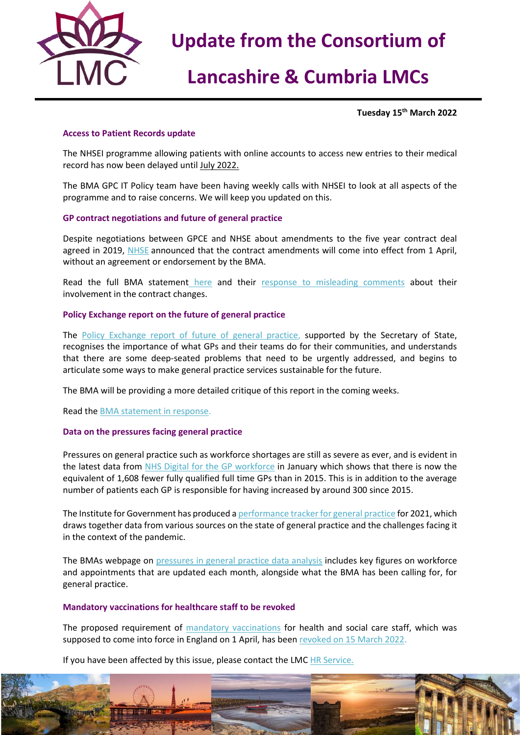# Update from the Consortium of Lancashire & Cumbria LMCs

**Tuesday 15th March 2022**

### Access to Patient Records update

The NHSEI programme allowing patients with online accounts to access new entries to their medical record has now been delayed until July 2022.

The BMA GPC IT Policy team have been having weekly calls with NHSEI to look at all aspects of the programme and to raise concerns. We will keep you updated on this.

### GP contract negotiations and future of general practice

Despite negotiations between GPCE and NHSE about amendments to the five year contract deal agreed in 2019, NHSE announced that the contract amendments will come into effect from 1 April, without an agreement or endorsement by the BMA.

Read the full BMA statement here and their response to misleading comments about their involvement in the contract changes.

### Policy Exchange report on the future of general practice

The Policy Exchange report of future of general practice, supported by the Secretary of State, recognises the importance of what GPs and their teams do for their communities, and understands that there are some deep-seated problems that need to be urgently addressed, and begins to articulate some ways to make general practice services sustainable for the future.

The BMA will be providing a more detailed critique of this report in the coming weeks.

Read the BMA statement in response.

### Data on the pressures facing general practice

Pressures on general practice such as workforce shortages are still as severe as ever, and is evident in the latest data from NHS Digital for the GP workforce in January which shows that there is now the equivalent of 1,608 fewer fully qualified full time GPs than in 2015. This is in addition to the average number of patients each GP is responsible for having increased by around 300 since 2015.

The Institute for Government has produced a performance tracker for general practice for 2021, which draws together data from various sources on the state of general practice and the challenges facing it in the context of the pandemic.

The BMAs webpage on pressures in general practice data analysis includes key figures on workforce and appointments that are updated each month, alongside what the BMA has been calling for, for general practice.

### Mandatory vaccinations for healthcare staff to be revoked

The proposed requirement of mandatory vaccinations for health and social care staff, which was supposed to come into force in England on 1 April, has been revoked on 15 March 2022.

If you have been affected by this issue, please contact the LMC HR Service.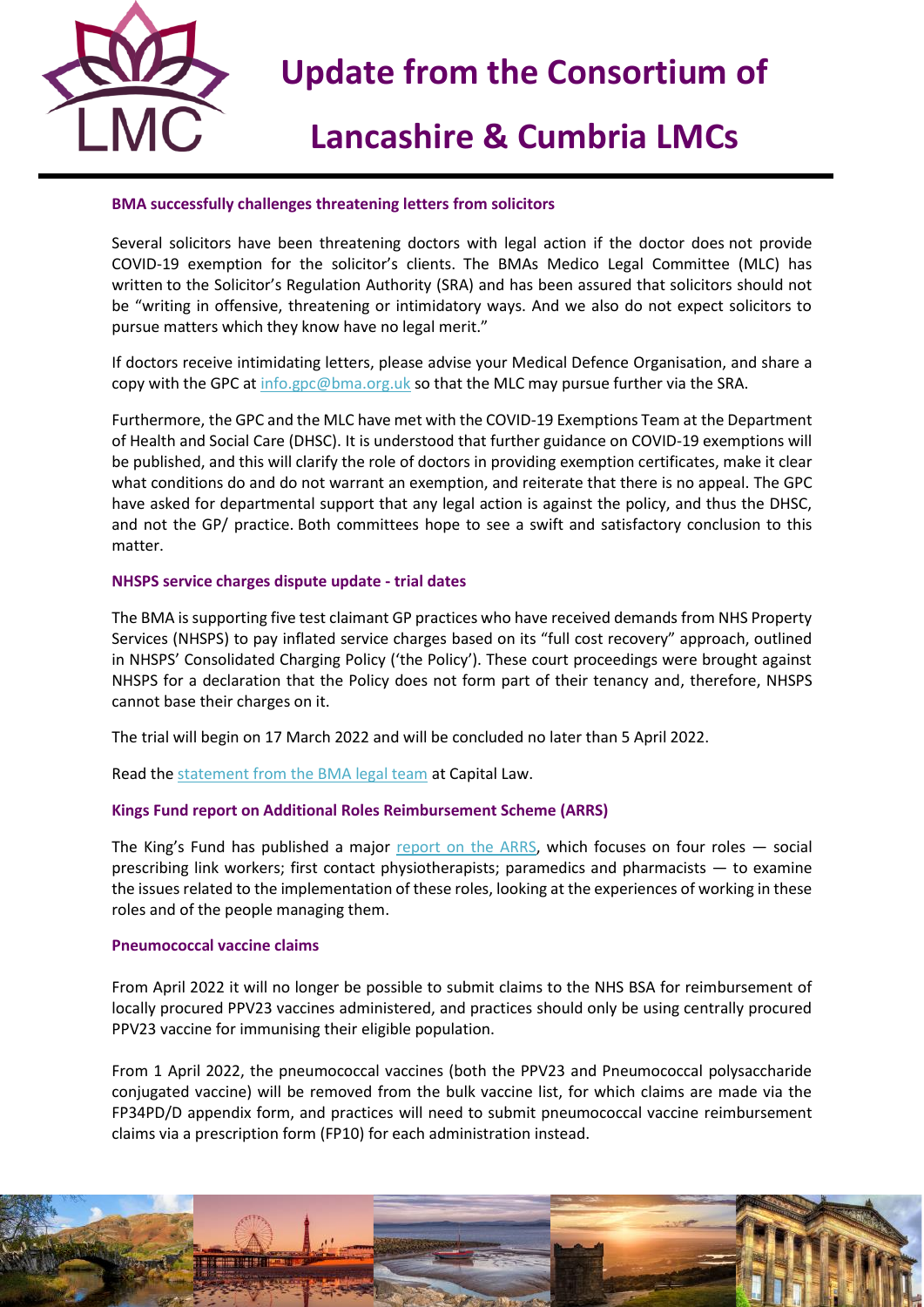# Update from the Consortium of Lancashire & Cumbria LMCs

### BMA successfully challenges threatening letters from solicitors

Several solicitors have been threatening doctors with legal action if the doctor does not provide COVID-19 exemption for the solicitor's clients. The BMAs Medico Legal Committee (MLC) has written to the Solicitor's Regulation Authority (SRA) and has been assured that solicitors should not be "writing in offensive, threatening or intimidatory ways. And we also do not expect solicitors to pursue matters which they know have no legal merit."

If doctors receive intimidating letters, please advise your Medical Defence Organisation, and share a copy with the GPC at info.gpc@bma.org.uk so that the MLC may pursue further via the SRA.

Furthermore, the GPC and the MLC have met with the COVID-19 Exemptions Team at the Department of Health and Social Care (DHSC). It is understood that further guidance on COVID-19 exemptions will be published, and this will clarify the role of doctors in providing exemption certificates, make it clear what conditions do and do not warrant an exemption, and reiterate that there is no appeal. The GPC have asked for departmental support that any legal action is against the policy, and thus the DHSC, and not the GP/ practice. Both committees hope to see a swift and satisfactory conclusion to this matter.

### NHSPS service charges dispute update - trial dates

The BMA is supporting five test claimant GP practices who have received demands from NHS Property Services (NHSPS) to pay inflated service charges based on its "full cost recovery" approach, outlined in NHSPS' Consolidated Charging Policy ('the Policy'). These court proceedings were brought against NHSPS for a declaration that the Policy does not form part of their tenancy and, therefore, NHSPS cannot base their charges on it.

The trial will begin on 17 March 2022 and will be concluded no later than 5 April 2022.

Read the statement from the BMA legal team at Capital Law.

### Kings Fund report on Additional Roles Reimbursement Scheme (ARRS)

The King's Fund has published a major report on the ARRS, which focuses on four roles — social prescribing link workers; first contact physiotherapists; paramedics and pharmacists — to examine the issues related to the implementation of these roles, looking at the experiences of working in these roles and of the people managing them.

### Pneumococcal vaccine claims

From April 2022 it will no longer be possible to submit claims to the NHS BSA for reimbursement of locally procured PPV23 vaccines administered, and practices should only be using centrally procured PPV23 vaccine for immunising their eligible population.

From 1 April 2022, the pneumococcal vaccines (both the PPV23 and Pneumococcal polysaccharide conjugated vaccine) will be removed from the bulk vaccine list, for which claims are made via the FP34PD/D appendix form, and practices will need to submit pneumococcal vaccine reimbursement claims via a prescription form (FP10) for each administration instead.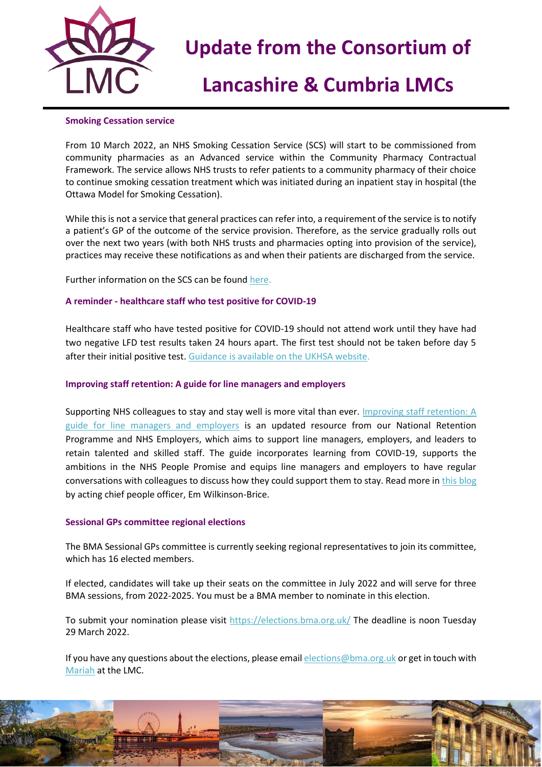# Update from the Consortium of Lancashire & Cumbria LMCs

### Smoking Cessation service

From 10 March 2022, an NHS Smoking Cessation Service (SCS) will start to be commissioned from community pharmacies as an Advanced service within the Community Pharmacy Contractual Framework. The service allows NHS trusts to refer patients to a community pharmacy of their choice to continue smoking cessation treatment which was initiated during an inpatient stay in hospital (the Ottawa Model for Smoking Cessation).

While this is not a service that general practices can refer into, a requirement of the service is to notify a patient's GP of the outcome of the service provision. Therefore, as the service gradually rolls out over the next two years (with both NHS trusts and pharmacies opting into provision of the service), practices may receive these notifications as and when their patients are discharged from the service.

Further information on the SCS can be found here.

### A reminder - healthcare staff who test positive for COVID-19

Healthcare staff who have tested positive for COVID-19 should not attend work until they have had two negative LFD test results taken 24 hours apart. The first test should not be taken before day 5 after their initial positive test. Guidance is available on the UKHSA website.

### Improving staff retention: A guide for line managers and employers

Supporting NHS colleagues to stay and stay well is more vital than ever. Improving staff retention: A guide for line managers and employers is an updated resource from our National Retention Programme and NHS Employers, which aims to support line managers, employers, and leaders to retain talented and skilled staff. The guide incorporates learning from COVID-19, supports the ambitions in the NHS People Promise and equips line managers and employers to have regular conversations with colleagues to discuss how they could support them to stay. Read more in this blog by acting chief people officer, Em Wilkinson-Brice.

### Sessional GPs committee regional elections

The BMA Sessional GPs committee is currently seeking regional representatives to join its committee, which has 16 elected members.

If elected, candidates will take up their seats on the committee in July 2022 and will serve for three BMA sessions, from 2022-2025. You must be a BMA member to nominate in this election.

To submit your nomination please visit https://elections.bma.org.uk/ The deadline is noon Tuesday 29 March 2022.

If you have any questions about the elections, please email elections@bma.org.uk or get in touch with Mariah at the LMC.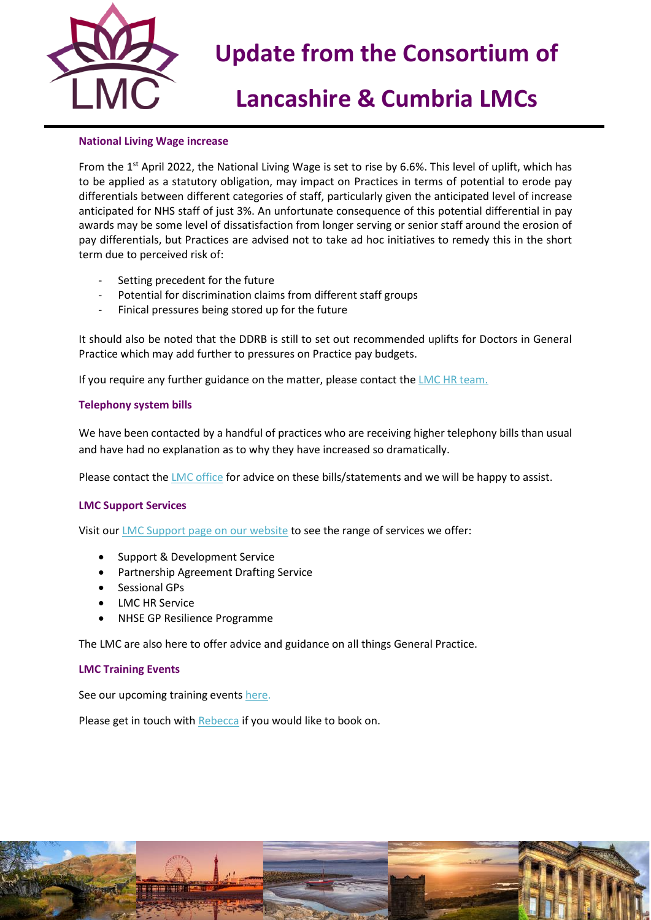# Update from the Consortium of Lancashire & Cumbria LMCs

### National Living Wage increase

From the 1st April 2022, the National Living Wage is set to rise by 6.6%. This level of uplift, which has to be applied as a statutory obligation, may impact on Practices in terms of potential to erode pay differentials between different categories of staff, particularly given the anticipated level of increase anticipated for NHS staff of just 3%. An unfortunate consequence of this potential differential in pay awards may be some level of dissatisfaction from longer serving or senior staff around the erosion of pay differentials, but Practices are advised not to take ad hoc initiatives to remedy this in the short term due to perceived risk of:

- Setting precedent for the future
- Potential for discrimination claims from different staff groups
- Finical pressures being stored up for the future

It should also be noted that the DDRB is still to set out recommended uplifts for Doctors in General Practice which may add further to pressures on Practice pay budgets.

If you require any further guidance on the matter, please contact the LMC HR team.

### Telephony system bills

We have been contacted by a handful of practices who are receiving higher telephony bills than usual and have had no explanation as to why they have increased so dramatically.

Please contact the LMC office for advice on these bills/statements and we will be happy to assist.

### LMC Support Services

Visit our LMC Support page on our website to see the range of services we offer:

- Support & Development Service
- Partnership Agreement Drafting Service
- Sessional GPs
- LMC HR Service
- NHSE GP Resilience Programme

The LMC are also here to offer advice and guidance on all things General Practice.

### LMC Training Events

See our upcoming training events here.

Please get in touch with Rebecca if you would like to book on.